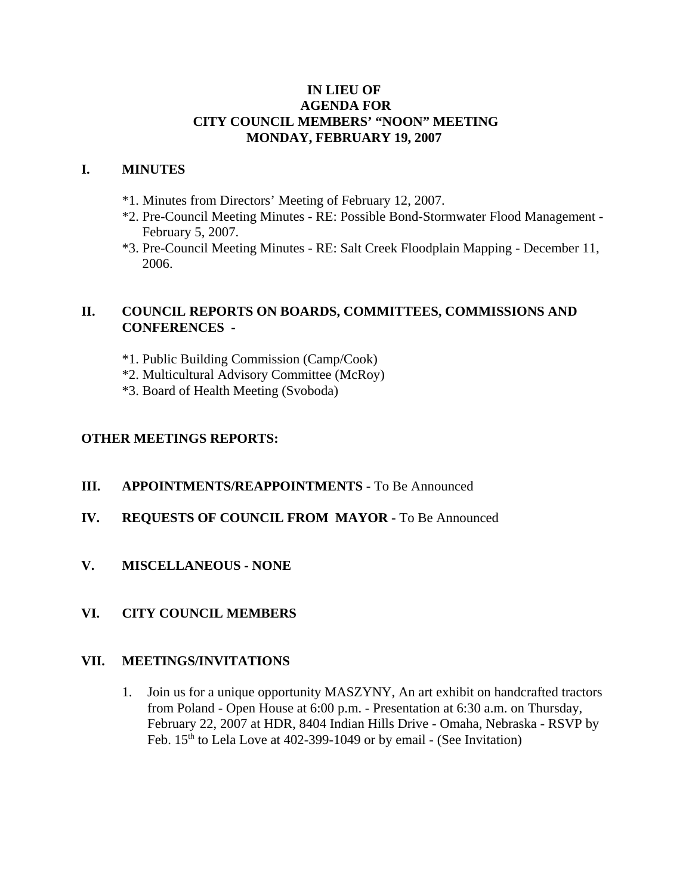# IN LIEU OF
# AGENDA FOR
# CITY COUNCIL MEMBERS' "NOON" MEETING
# MONDAY, FEBRUARY 19, 2007

## I. MINUTES

*1. Minutes from Directors' Meeting of February 12, 2007.
*2. Pre-Council Meeting Minutes - RE: Possible Bond-Stormwater Flood Management - February 5, 2007.
*3. Pre-Council Meeting Minutes - RE: Salt Creek Floodplain Mapping - December 11, 2006.

## II. COUNCIL REPORTS ON BOARDS, COMMITTEES, COMMISSIONS AND CONFERENCES -

*1. Public Building Commission (Camp/Cook)
*2. Multicultural Advisory Committee (McRoy)
*3. Board of Health Meeting (Svoboda)

## OTHER MEETINGS REPORTS:

## III. APPOINTMENTS/REAPPOINTMENTS - To Be Announced

## IV. REQUESTS OF COUNCIL FROM MAYOR - To Be Announced

## V. MISCELLANEOUS - NONE

## VI. CITY COUNCIL MEMBERS

## VII. MEETINGS/INVITATIONS

1. Join us for a unique opportunity MASZYNY, An art exhibit on handcrafted tractors from Poland - Open House at 6:00 p.m. - Presentation at 6:30 a.m. on Thursday, February 22, 2007 at HDR, 8404 Indian Hills Drive - Omaha, Nebraska - RSVP by Feb. 15th to Lela Love at 402-399-1049 or by email - (See Invitation)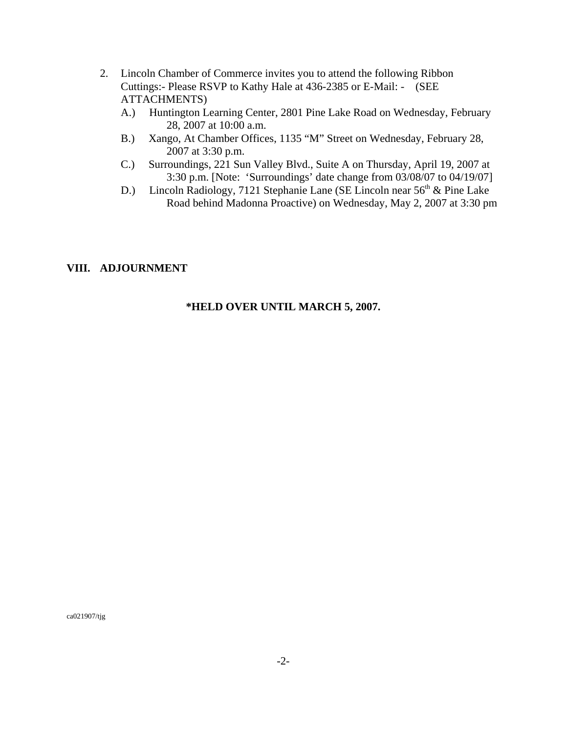2. Lincoln Chamber of Commerce invites you to attend the following Ribbon Cuttings:- Please RSVP to Kathy Hale at 436-2385 or E-Mail: - (SEE ATTACHMENTS)
   - A.) Huntington Learning Center, 2801 Pine Lake Road on Wednesday, February 28, 2007 at 10:00 a.m.
   - B.) Xango, At Chamber Offices, 1135 "M" Street on Wednesday, February 28, 2007 at 3:30 p.m.
   - C.) Surroundings, 221 Sun Valley Blvd., Suite A on Thursday, April 19, 2007 at 3:30 p.m. [Note: 'Surroundings' date change from 03/08/07 to 04/19/07]
   - D.) Lincoln Radiology, 7121 Stephanie Lane (SE Lincoln near 56th & Pine Lake Road behind Madonna Proactive) on Wednesday, May 2, 2007 at 3:30 pm

## VIII. ADJOURNMENT

**\*HELD OVER UNTIL MARCH 5, 2007.**

ca021907/tjg